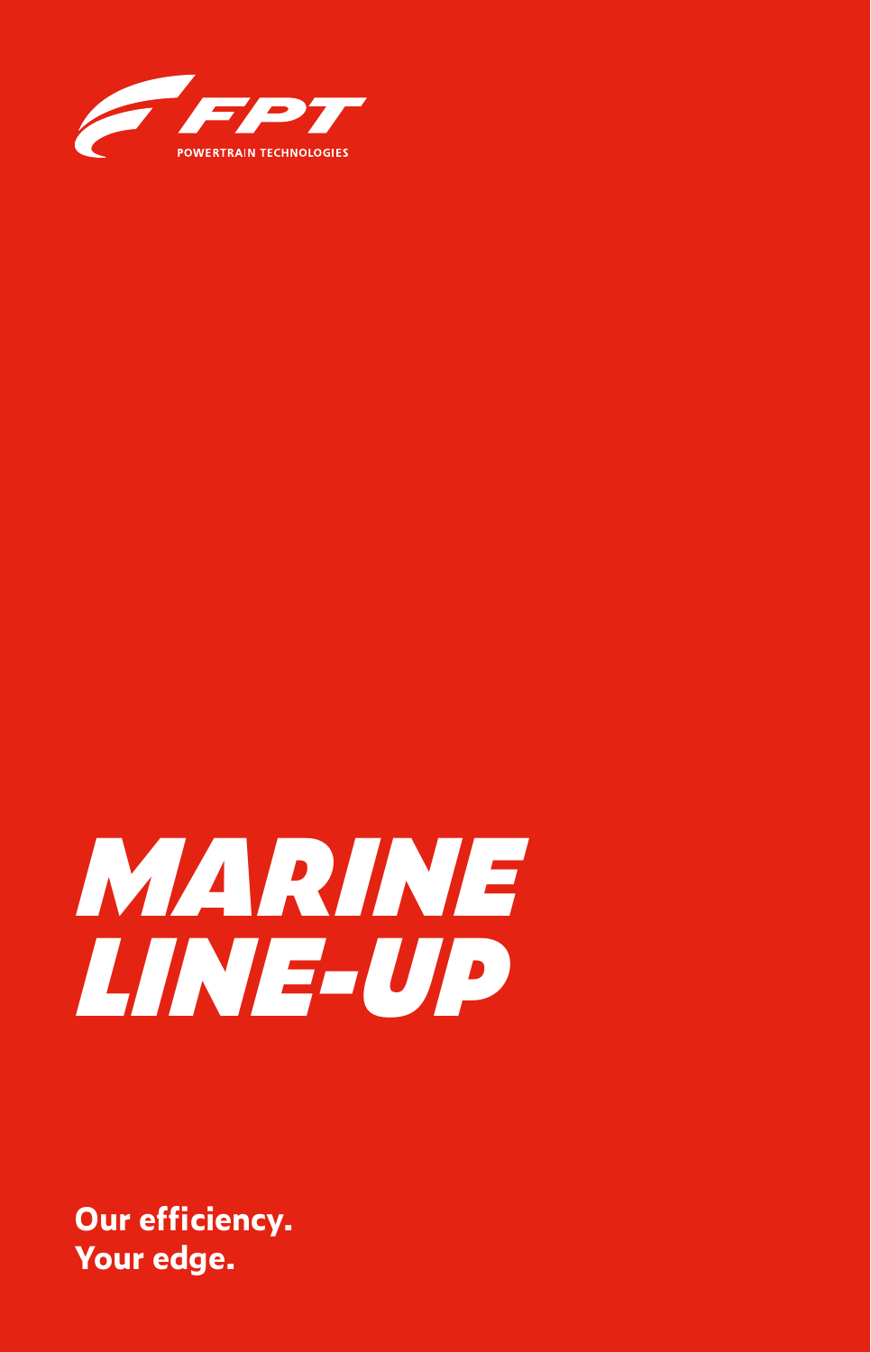FPT

POWERTRAIN TECHNOLOGIES

# MARINE LINE-UP

**Our efficiency.**
**Your edge.**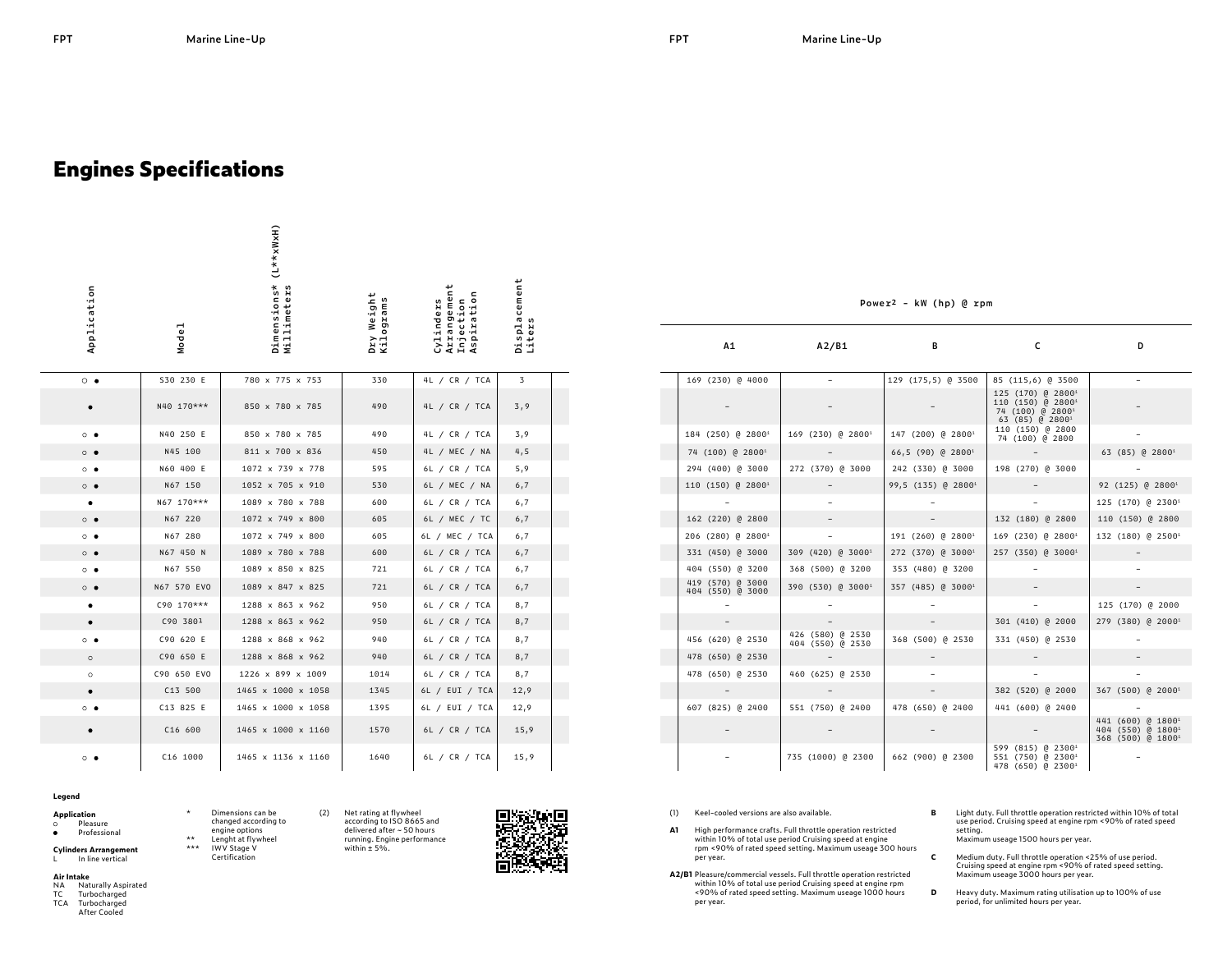# Engines Specifications

| Application | Model | Dimensions* (L**xWxH) Millimeters | Dry Weight Kilograms | Cylinders Arrangement Injection Aspiration | Displacement Liters | Power[2] - kW (hp) @ rpm A1 | A2/B1 | B | C | D |
|---|---|---|---|---|---|---|---|---|---|---|
| ○ ● | S30 230 E | 780 x 775 x 753 | 330 | 4L / CR / TCA | 3 | 169 (230) @ 4000 | – | 129 (175,5) @ 3500 | 85 (115,6) @ 3500 | – |
| ● | N40 170*** | 850 x 780 x 785 | 490 | 4L / CR / TCA | 3,9 | – | – | – | 125 (170) @ 2800[1] 110 (150) @ 2800[1] 74 (100) @ 2800[1] 63 (85) @ 2800[1] | – |
| ○ ● | N40 250 E | 850 x 780 x 785 | 490 | 4L / CR / TCA | 3,9 | 184 (250) @ 2800[1] | 169 (230) @ 2800[1] | 147 (200) @ 2800[1] | 110 (150) @ 2800 74 (100) @ 2800 | – |
| ○ ● | N45 100 | 811 x 700 x 836 | 450 | 4L / MEC / NA | 4,5 | 74 (100) @ 2800[1] | – | 66,5 (90) @ 2800[1] | – | 63 (85) @ 2800[1] |
| ○ ● | N60 400 E | 1072 x 739 x 778 | 595 | 6L / CR / TCA | 5,9 | 294 (400) @ 3000 | 272 (370) @ 3000 | 242 (330) @ 3000 | 198 (270) @ 3000 | – |
| ○ ● | N67 150 | 1052 x 705 x 910 | 530 | 6L / MEC / NA | 6,7 | 110 (150) @ 2800[1] | – | 99,5 (135) @ 2800[1] | – | 92 (125) @ 2800[1] |
| ● | N67 170*** | 1089 x 780 x 788 | 600 | 6L / CR / TCA | 6,7 | – | – | – | – | 125 (170) @ 2300[1] |
| ○ ● | N67 220 | 1072 x 749 x 800 | 605 | 6L / MEC / TC | 6,7 | 162 (220) @ 2800 | – | – | 132 (180) @ 2800 | 110 (150) @ 2800 |
| ○ ● | N67 280 | 1072 x 749 x 800 | 605 | 6L / MEC / TCA | 6,7 | 206 (280) @ 2800[1] | – | 191 (260) @ 2800[1] | 169 (230) @ 2800[1] | 132 (180) @ 2500[1] |
| ○ ● | N67 450 N | 1089 x 780 x 788 | 600 | 6L / CR / TCA | 6,7 | 331 (450) @ 3000 | 309 (420) @ 3000[1] | 272 (370) @ 3000[1] | 257 (350) @ 3000[1] | – |
| ○ ● | N67 550 | 1089 x 850 x 825 | 721 | 6L / CR / TCA | 6,7 | 404 (550) @ 3200 | 368 (500) @ 3200 | 353 (480) @ 3200 | – | – |
| ○ ● | N67 570 EVO | 1089 x 847 x 825 | 721 | 6L / CR / TCA | 6,7 | 419 (570) @ 3000 404 (550) @ 3000 | 390 (530) @ 3000[1] | 357 (485) @ 3000[1] | – | – |
| ● | C90 170*** | 1288 x 863 x 962 | 950 | 6L / CR / TCA | 8,7 | – | – | – | – | 125 (170) @ 2000 |
| ● | C90 380[1] | 1288 x 863 x 962 | 950 | 6L / CR / TCA | 8,7 | – | – | – | 301 (410) @ 2000 | 279 (380) @ 2000[1] |
| ○ ● | C90 620 E | 1288 x 868 x 962 | 940 | 6L / CR / TCA | 8,7 | 456 (620) @ 2530 | 426 (580) @ 2530 404 (550) @ 2530 | 368 (500) @ 2530 | 331 (450) @ 2530 | – |
| ○ | C90 650 E | 1288 x 868 x 962 | 940 | 6L / CR / TCA | 8,7 | 478 (650) @ 2530 | – | – | – | – |
| ○ | C90 650 EVO | 1226 x 899 x 1009 | 1014 | 6L / CR / TCA | 8,7 | 478 (650) @ 2530 | 460 (625) @ 2530 | – | – | – |
| ● | C13 500 | 1465 x 1000 x 1058 | 1345 | 6L / EUI / TCA | 12,9 | – | – | – | 382 (520) @ 2000 | 367 (500) @ 2000[1] |
| ○ ● | C13 825 E | 1465 x 1000 x 1058 | 1395 | 6L / EUI / TCA | 12,9 | 607 (825) @ 2400 | 551 (750) @ 2400 | 478 (650) @ 2400 | 441 (600) @ 2400 | – |
| ● | C16 600 | 1465 x 1000 x 1160 | 1570 | 6L / CR / TCA | 15,9 | – | – | – | – | 441 (600) @ 1800[1] 404 (550) @ 1800[1] 368 (500) @ 1800[1] |
| ○ ● | C16 1000 | 1465 x 1136 x 1160 | 1640 | 6L / CR / TCA | 15,9 | – | 735 (1000) @ 2300 | 662 (900) @ 2300 | 599 (815) @ 2300[1] 551 (750) @ 2300[1] 478 (650) @ 2300[1] | – |

**Legend**

**Application**
- ○ Pleasure
- ● Professional

**Cylinders Arrangement**
- L In line vertical

**Air Intake**
- NA Naturally Aspirated
- TC Turbocharged
- TCA Turbocharged After Cooled

\* Dimensions can be changed according to engine options
** Lenght at flywheel
*** IWV Stage V Certification

(2) Net rating at flywheel according to ISO 8665 and delivered after ~ 50 hours running. Engine performance within ± 5%.

(1) Keel-cooled versions are also available.

**A1** High performance crafts. Full throttle operation restricted within 10% of total use period Cruising speed at engine rpm <90% of rated speed setting. Maximum useage 300 hours per year.

**A2/B1** Pleasure/commercial vessels. Full throttle operation restricted within 10% of total use period Cruising speed at engine rpm <90% of rated speed setting. Maximum useage 1000 hours per year.

**B** Light duty. Full throttle operation restricted within 10% of total use period. Cruising speed at engine rpm <90% of rated speed setting. Maximum useage 1500 hours per year.

**C** Medium duty. Full throttle operation <25% of use period. Cruising speed at engine rpm <90% of rated speed setting. Maximum useage 3000 hours per year.

**D** Heavy duty. Maximum rating utilisation up to 100% of use period, for unlimited hours per year.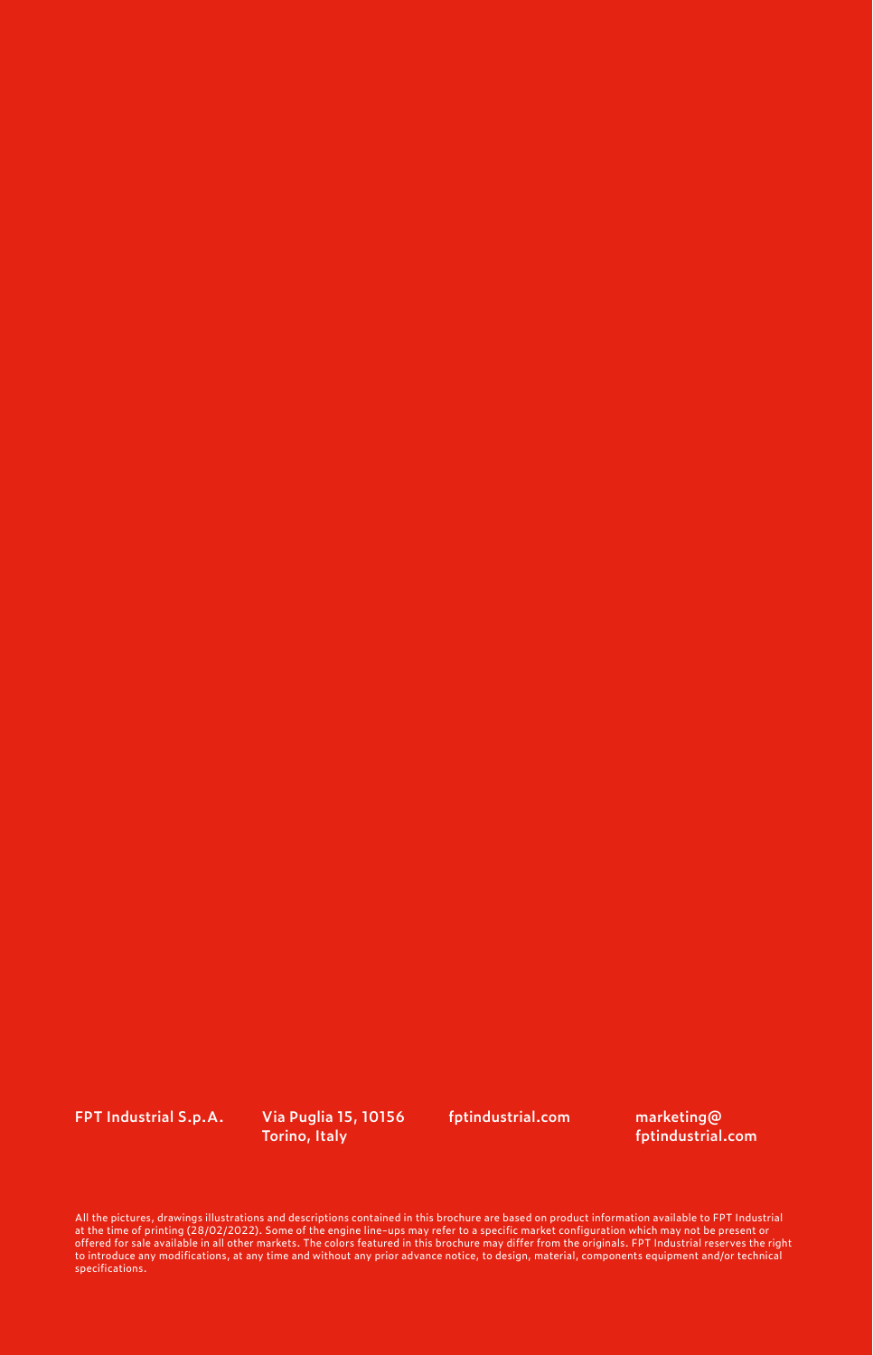FPT Industrial S.p.A.

Via Puglia 15, 10156
Torino, Italy

fptindustrial.com

marketing@
fptindustrial.com

All the pictures, drawings illustrations and descriptions contained in this brochure are based on product information available to FPT Industrial at the time of printing (28/02/2022). Some of the engine line-ups may refer to a specific market configuration which may not be present or offered for sale available in all other markets. The colors featured in this brochure may differ from the originals. FPT Industrial reserves the right to introduce any modifications, at any time and without any prior advance notice, to design, material, components equipment and/or technical specifications.